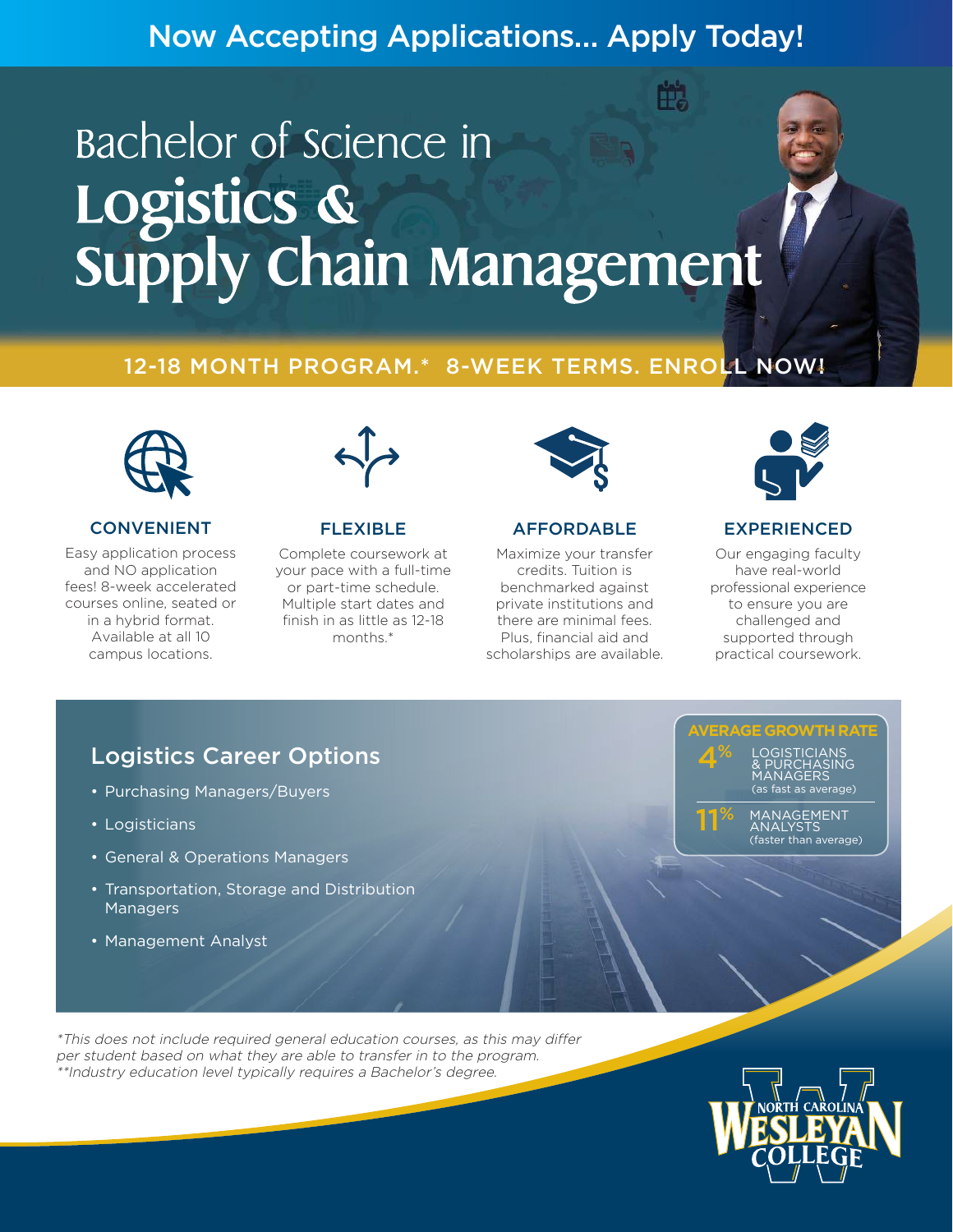Now Accepting Applications... Apply Today!

# Bachelor of Science in Logistics & Supply Chain Management

12-18 MONTH PROGRAM.* 8-WEEK TERMS. ENROLL NOW!

### CONVENIENT

Easy application process and NO application fees! 8-week accelerated courses online, seated or in a hybrid format. Available at all 10 campus locations.

### FLEXIBLE

Complete coursework at your pace with a full-time or part-time schedule. Multiple start dates and finish in as little as 12-18 months.*

### AFFORDABLE

Maximize your transfer credits. Tuition is benchmarked against private institutions and there are minimal fees. Plus, financial aid and scholarships are available.

### EXPERIENCED

Our engaging faculty have real-world professional experience to ensure you are challenged and supported through practical coursework.

## Logistics Career Options

- Purchasing Managers/Buyers
- Logisticians
- General & Operations Managers
- Transportation, Storage and Distribution Managers
- Management Analyst

**AVERAGE GROWTH RATE**

- **4%** LOGISTICIANS & PURCHASING MANAGERS (as fast as average)
- **11%** MANAGEMENT ANALYSTS (faster than average)

*This does not include required general education courses, as this may differ per student based on what they are able to transfer in to the program.*
*\*\*Industry education level typically requires a Bachelor's degree.*

NORTH CAROLINA WESLEYAN COLLEGE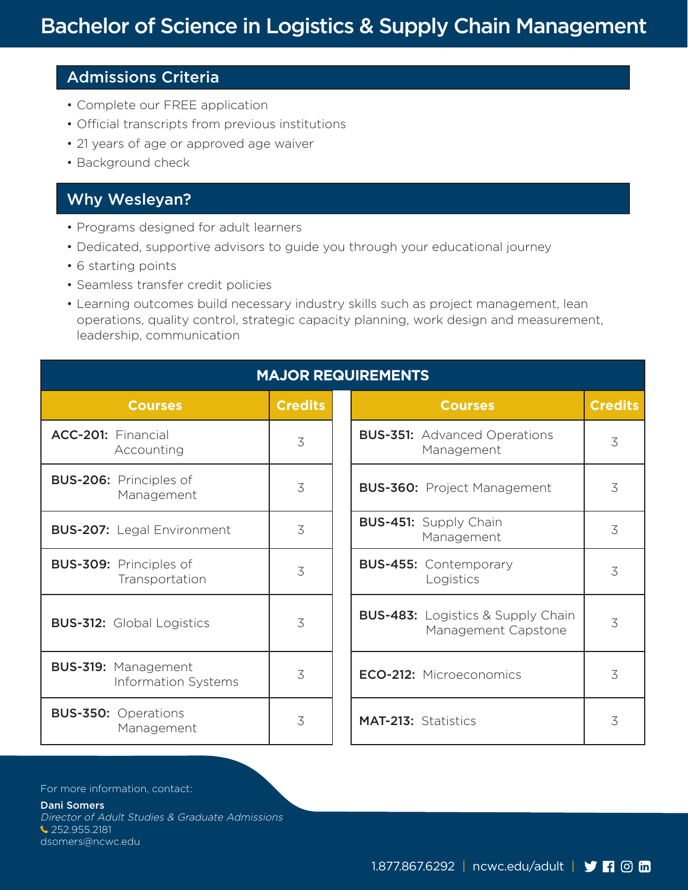# Bachelor of Science in Logistics & Supply Chain Management

## Admissions Criteria

- Complete our FREE application
- Official transcripts from previous institutions
- 21 years of age or approved age waiver
- Background check

## Why Wesleyan?

- Programs designed for adult learners
- Dedicated, supportive advisors to guide you through your educational journey
- 6 starting points
- Seamless transfer credit policies
- Learning outcomes build necessary industry skills such as project management, lean operations, quality control, strategic capacity planning, work design and measurement, leadership, communication

## MAJOR REQUIREMENTS

| Courses | Credits |
|---|---|
| **ACC-201:** Financial Accounting | 3 |
| **BUS-206:** Principles of Management | 3 |
| **BUS-207:** Legal Environment | 3 |
| **BUS-309:** Principles of Transportation | 3 |
| **BUS-312:** Global Logistics | 3 |
| **BUS-319:** Management Information Systems | 3 |
| **BUS-350:** Operations Management | 3 |
| **BUS-351:** Advanced Operations Management | 3 |
| **BUS-360:** Project Management | 3 |
| **BUS-451:** Supply Chain Management | 3 |
| **BUS-455:** Contemporary Logistics | 3 |
| **BUS-483:** Logistics & Supply Chain Management Capstone | 3 |
| **ECO-212:** Microeconomics | 3 |
| **MAT-213:** Statistics | 3 |

For more information, contact:

**Dani Somers**
*Director of Adult Studies & Graduate Admissions*
252.955.2181
dsomers@ncwc.edu

1.877.867.6292 | ncwc.edu/adult